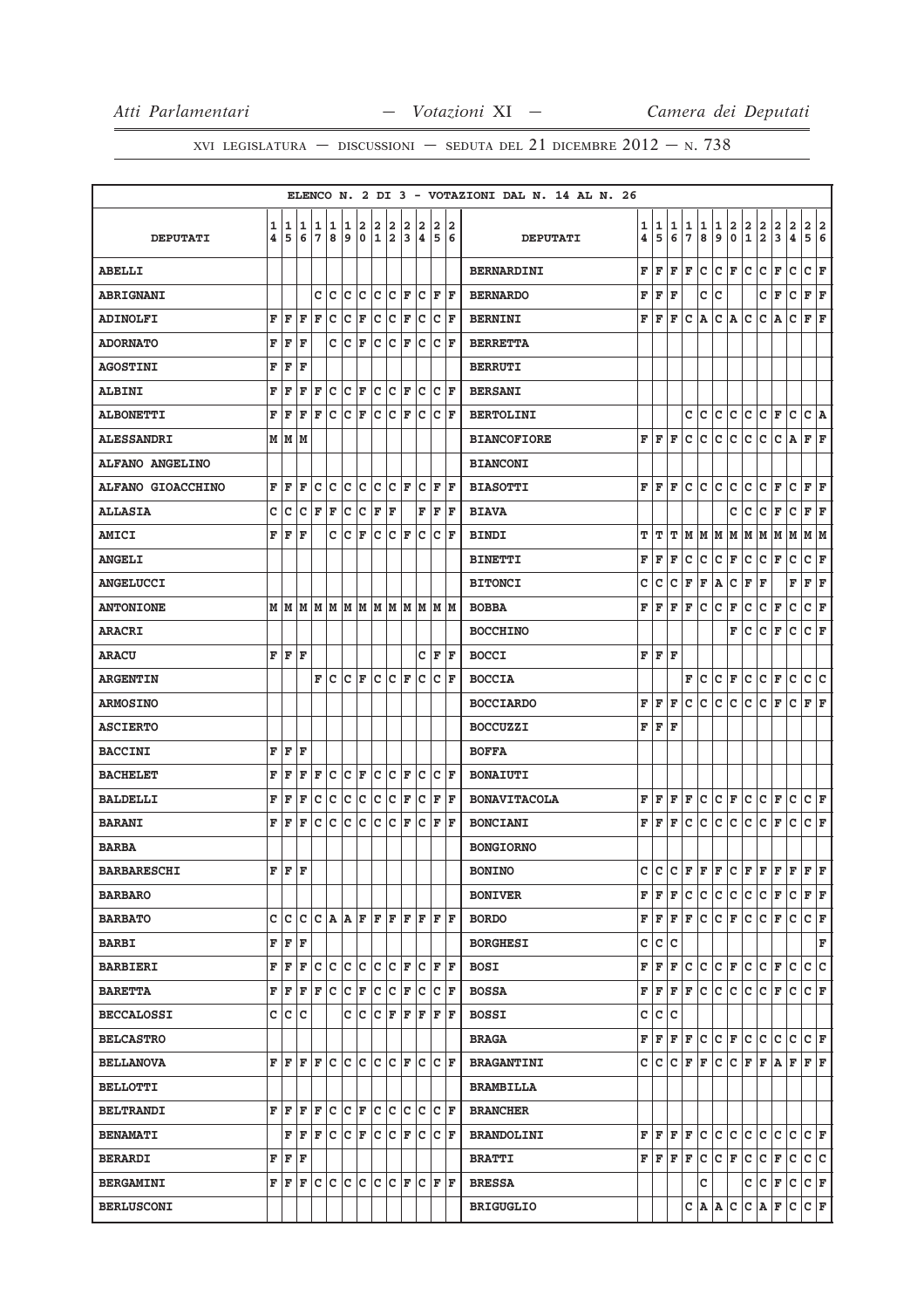XVI LEGISLATURA — DISCUSSIONI — SEDUTA DEL 21 DICEMBRE 2012 — N. 738

ELENCO N. 2 DI 3 - VOTAZIONI DAL N. 14 AL N. 26

| DEPUTATI | 14 | 15 | 16 | 17 | 18 | 19 | 20 | 21 | 22 | 23 | 24 | 25 | 26 | DEPUTATI | 14 | 15 | 16 | 17 | 18 | 19 | 20 | 21 | 22 | 23 | 24 | 25 | 26 |
|---|---|---|---|---|---|---|---|---|---|---|---|---|---|---|---|---|---|---|---|---|---|---|---|---|---|---|---|
| ABELLI | | | | | | | | | | | | | | BERNARDINI | F | F | F | F | C | C | F | C | C | F | C | C | F |
| ABRIGNANI | | | | C | C | C | C | C | C | F | C | F | F | BERNARDO | F | F | F | | C | C | | | C | F | C | F | F |
| ADINOLFI | F | F | F | F | C | C | F | C | C | F | C | C | F | BERNINI | F | F | F | C | A | C | A | C | C | A | C | F | F |
| ADORNATO | F | F | F | | C | C | F | C | C | F | C | C | F | BERRETTA | | | | | | | | | | | | | |
| AGOSTINI | F | F | F | | | | | | | | | | | BERRUTI | | | | | | | | | | | | | |
| ALBINI | F | F | F | F | C | C | F | C | C | F | C | C | F | BERSANI | | | | | | | | | | | | | |
| ALBONETTI | F | F | F | F | C | C | F | C | C | F | C | C | F | BERTOLINI | | | | C | C | C | C | C | C | F | C | C | A |
| ALESSANDRI | M | M | M | | | | | | | | | | | BIANCOFIORE | F | F | F | C | C | C | C | C | C | C | A | F | F |
| ALFANO ANGELINO | | | | | | | | | | | | | | BIANCONI | | | | | | | | | | | | | |
| ALFANO GIOACCHINO | F | F | F | C | C | C | C | C | C | F | C | F | F | BIASOTTI | F | F | F | C | C | C | C | C | C | F | C | F | F |
| ALLASIA | C | C | C | F | F | C | C | F | F | | F | F | F | BIAVA | | | | | | | C | C | C | F | C | F | F |
| AMICI | F | F | F | | C | C | F | C | C | F | C | C | F | BINDI | T | T | T | M | M | M | M | M | M | M | M | M | M |
| ANGELI | | | | | | | | | | | | | | BINETTI | F | F | F | C | C | C | F | C | C | F | C | C | F |
| ANGELUCCI | | | | | | | | | | | | | | BITONCI | C | C | C | F | F | A | C | F | F | | F | F | F |
| ANTONIONE | M | M | M | M | M | M | M | M | M | M | M | M | M | BOBBA | F | F | F | F | C | C | F | C | C | F | C | C | F |
| ARACRI | | | | | | | | | | | | | | BOCCHINO | | | | | | | F | C | C | F | C | C | F |
| ARACU | F | F | F | | | | | | | | C | F | F | BOCCI | F | F | F | | | | | | | | | | |
| ARGENTIN | | | | F | C | C | F | C | C | F | C | C | F | BOCCIA | | | | F | C | C | F | C | C | F | C | C | C |
| ARMOSINO | | | | | | | | | | | | | | BOCCIARDO | F | F | F | C | C | C | C | C | C | F | C | F | F |
| ASCIERTO | | | | | | | | | | | | | | BOCCUZZI | F | F | F | | | | | | | | | | |
| BACCINI | F | F | F | | | | | | | | | | | BOFFA | | | | | | | | | | | | | |
| BACHELET | F | F | F | F | C | C | F | C | C | F | C | C | F | BONAIUTI | | | | | | | | | | | | | |
| BALDELLI | F | F | F | C | C | C | C | C | C | F | C | F | F | BONAVITACOLA | F | F | F | F | C | C | F | C | C | F | C | C | F |
| BARANI | F | F | F | C | C | C | C | C | C | F | C | F | F | BONCIANI | F | F | F | C | C | C | C | C | C | F | C | C | F |
| BARBA | | | | | | | | | | | | | | BONGIORNO | | | | | | | | | | | | | |
| BARBARESCHI | F | F | F | | | | | | | | | | | BONINO | C | C | C | F | F | F | C | F | F | F | F | F | F |
| BARBARO | | | | | | | | | | | | | | BONIVER | F | F | F | C | C | C | C | C | C | F | C | F | F |
| BARBATO | C | C | C | C | A | A | F | F | F | F | F | F | F | BORDO | F | F | F | F | C | C | F | C | C | F | C | C | F |
| BARBI | F | F | F | | | | | | | | | | | BORGHESI | C | C | C | | | | | | | | | | F |
| BARBIERI | F | F | F | C | C | C | C | C | C | F | C | F | F | BOSI | F | F | F | C | C | C | F | C | C | F | C | C | C |
| BARETTA | F | F | F | F | C | C | F | C | C | F | C | C | F | BOSSA | F | F | F | F | C | C | C | C | C | F | C | C | F |
| BECCALOSSI | C | C | C | | | C | C | C | F | F | F | F | F | BOSSI | C | C | C | | | | | | | | | | |
| BELCASTRO | | | | | | | | | | | | | | BRAGA | F | F | F | F | C | C | F | C | C | C | C | C | F |
| BELLANOVA | F | F | F | F | C | C | C | C | C | F | C | C | F | BRAGANTINI | C | C | C | F | F | C | C | F | F | A | F | F | F |
| BELLOTTI | | | | | | | | | | | | | | BRAMBILLA | | | | | | | | | | | | | |
| BELTRANDI | F | F | F | F | C | C | F | C | C | C | C | C | F | BRANCHER | | | | | | | | | | | | | |
| BENAMATI | | F | F | F | C | C | F | C | C | F | C | C | F | BRANDOLINI | F | F | F | F | C | C | C | C | C | C | C | C | F |
| BERARDI | F | F | F | | | | | | | | | | | BRATTI | F | F | F | F | C | C | F | C | C | F | C | C | C |
| BERGAMINI | F | F | F | C | C | C | C | C | C | F | C | F | F | BRESSA | | | | | C | | | C | C | F | C | C | F |
| BERLUSCONI | | | | | | | | | | | | | | BRIGUGLIO | | | | C | A | A | C | C | A | F | C | C | F |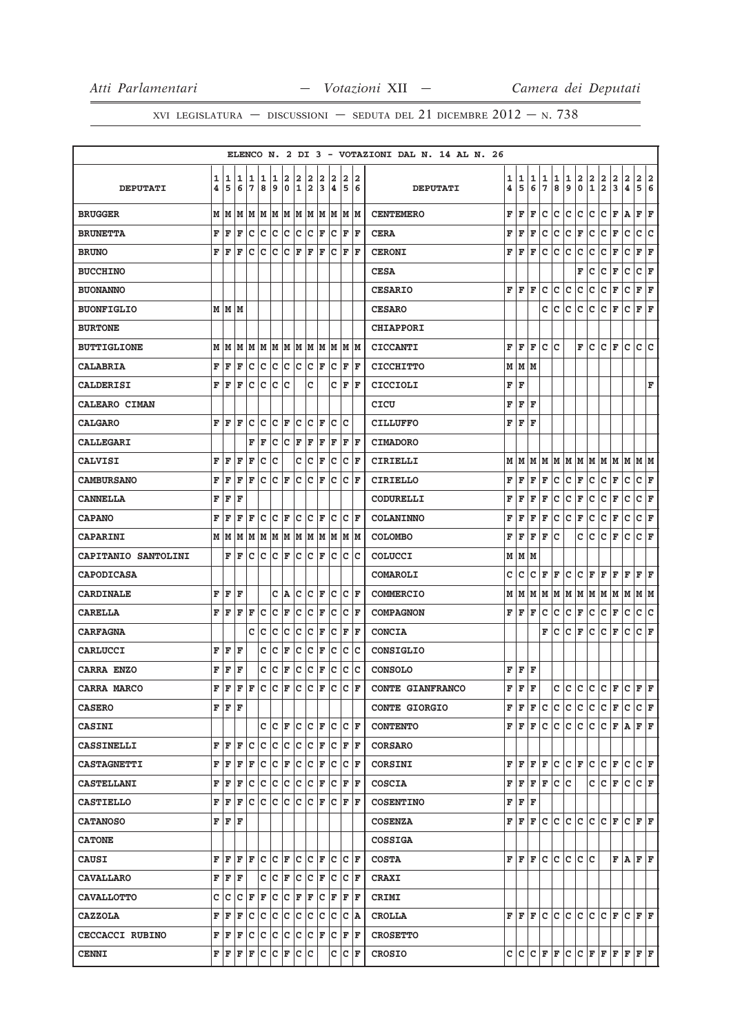ELENCO N. 2 DI 3 - VOTAZIONI DAL N. 14 AL N. 26

| DEPUTATI | 14 | 15 | 16 | 17 | 18 | 19 | 20 | 21 | 22 | 23 | 24 | 25 | 26 | DEPUTATI | 14 | 15 | 16 | 17 | 18 | 19 | 20 | 21 | 22 | 23 | 24 | 25 | 26 |
|---|---|---|---|---|---|---|---|---|---|---|---|---|---|---|---|---|---|---|---|---|---|---|---|---|---|---|---|
| BRUGGER | M | M | M | M | M | M | M | M | M | M | M | M | M | CENTEMERO | F | F | F | C | C | C | C | C | C | F | A | F | F |
| BRUNETTA | F | F | F | C | C | C | C | C | C | F | C | F | F | CERA | F | F | F | C | C | C | F | C | C | F | C | C | C |
| BRUNO | F | F | F | C | C | C | C | F | F | F | C | F | F | CERONI | F | F | F | C | C | C | C | C | C | F | C | F | F |
| BUCCHINO | | | | | | | | | | | | | | CESA | | | | | | | F | C | C | F | C | C | F |
| BUONANNO | | | | | | | | | | | | | | CESARIO | F | F | F | C | C | C | C | C | C | F | C | F | F |
| BUONFIGLIO | M | M | M | | | | | | | | | | | CESARO | | | | C | C | C | C | C | C | F | C | F | F |
| BURTONE | | | | | | | | | | | | | | CHIAPPORI | | | | | | | | | | | | | |
| BUTTIGLIONE | M | M | M | M | M | M | M | M | M | M | M | M | M | CICCANTI | F | F | F | C | C | | F | C | C | F | C | C | C |
| CALABRIA | F | F | F | C | C | C | C | C | C | F | C | F | F | CICCHITTO | M | M | M | | | | | | | | | | |
| CALDERISI | F | F | F | C | C | C | C | | C | | C | F | F | CICCIOLI | F | F | | | | | | | | | | | F |
| CALEARO CIMAN | | | | | | | | | | | | | | CICU | F | F | F | | | | | | | | | | |
| CALGARO | F | F | F | C | C | C | F | C | C | F | C | C | | CILLUFFO | F | F | F | | | | | | | | | | |
| CALLEGARI | | | | F | F | C | C | F | F | F | F | F | F | CIMADORO | | | | | | | | | | | | | |
| CALVISI | F | F | F | F | C | C | | C | C | F | C | C | F | CIRIELLI | M | M | M | M | M | M | M | M | M | M | M | M | M |
| CAMBURSANO | F | F | F | F | C | C | F | C | C | F | C | C | F | CIRIELLO | F | F | F | F | C | C | F | C | C | F | C | C | F |
| CANNELLA | F | F | F | | | | | | | | | | | CODURELLI | F | F | F | F | C | C | F | C | C | F | C | C | F |
| CAPANO | F | F | F | F | C | C | F | C | C | F | C | C | F | COLANINNO | F | F | F | F | C | C | F | C | C | F | C | C | F |
| CAPARINI | M | M | M | M | M | M | M | M | M | M | M | M | M | COLOMBO | F | F | F | F | C | | C | C | C | F | C | C | F |
| CAPITANIO SANTOLINI | | F | F | C | C | C | F | C | C | F | C | C | C | COLUCCI | M | M | M | | | | | | | | | | |
| CAPODICASA | | | | | | | | | | | | | | COMAROLI | C | C | C | F | F | C | C | F | F | F | F | F | F |
| CARDINALE | F | F | F | | | C | A | C | C | F | C | C | F | COMMERCIO | M | M | M | M | M | M | M | M | M | M | M | M | M |
| CARELLA | F | F | F | F | C | C | F | C | C | F | C | C | F | COMPAGNON | F | F | F | C | C | C | F | C | C | F | C | C | C |
| CARFAGNA | | | | C | C | C | C | C | C | F | C | F | F | CONCIA | | | | F | C | C | F | C | C | F | C | C | F |
| CARLUCCI | F | F | F | | C | C | F | C | C | F | C | C | C | CONSIGLIO | | | | | | | | | | | | | |
| CARRA ENZO | F | F | F | | C | C | F | C | C | F | C | C | C | CONSOLO | F | F | F | | | | | | | | | | |
| CARRA MARCO | F | F | F | F | C | C | F | C | C | F | C | C | F | CONTE GIANFRANCO | F | F | F | | C | C | C | C | C | F | C | F | F |
| CASERO | F | F | F | | | | | | | | | | | CONTE GIORGIO | F | F | F | C | C | C | C | C | C | F | C | C | F |
| CASINI | | | | | C | C | F | C | C | F | C | C | F | CONTENTO | F | F | F | C | C | C | C | C | C | F | A | F | F |
| CASSINELLI | F | F | F | C | C | C | C | C | C | F | C | F | F | CORSARO | | | | | | | | | | | | | |
| CASTAGNETTI | F | F | F | F | C | C | F | C | C | F | C | C | F | CORSINI | F | F | F | F | C | C | F | C | C | F | C | C | F |
| CASTELLANI | F | F | F | C | C | C | C | C | C | F | C | F | F | COSCIA | F | F | F | F | C | C | | C | C | F | C | C | F |
| CASTIELLO | F | F | F | C | C | C | C | C | C | F | C | F | F | COSENTINO | F | F | F | | | | | | | | | | |
| CATANOSO | F | F | F | | | | | | | | | | | COSENZA | F | F | F | C | C | C | C | C | C | F | C | F | F |
| CATONE | | | | | | | | | | | | | | COSSIGA | | | | | | | | | | | | | |
| CAUSI | F | F | F | F | C | C | F | C | C | F | C | C | F | COSTA | F | F | F | C | C | C | C | C | | | F | A | F | F |
| CAVALLARO | F | F | F | | C | C | F | C | C | F | C | C | F | CRAXI | | | | | | | | | | | | | |
| CAVALLOTTO | C | C | C | F | F | C | C | F | F | C | F | F | F | CRIMI | | | | | | | | | | | | | |
| CAZZOLA | F | F | F | C | C | C | C | C | C | C | C | C | A | CROLLA | F | F | F | C | C | C | C | C | C | F | C | F | F |
| CECCACCI RUBINO | F | F | F | C | C | C | C | C | C | F | C | F | F | CROSETTO | | | | | | | | | | | | | |
| CENNI | F | F | F | F | C | C | F | C | C | | C | C | F | CROSIO | C | C | C | F | F | C | C | F | F | F | F | F | F |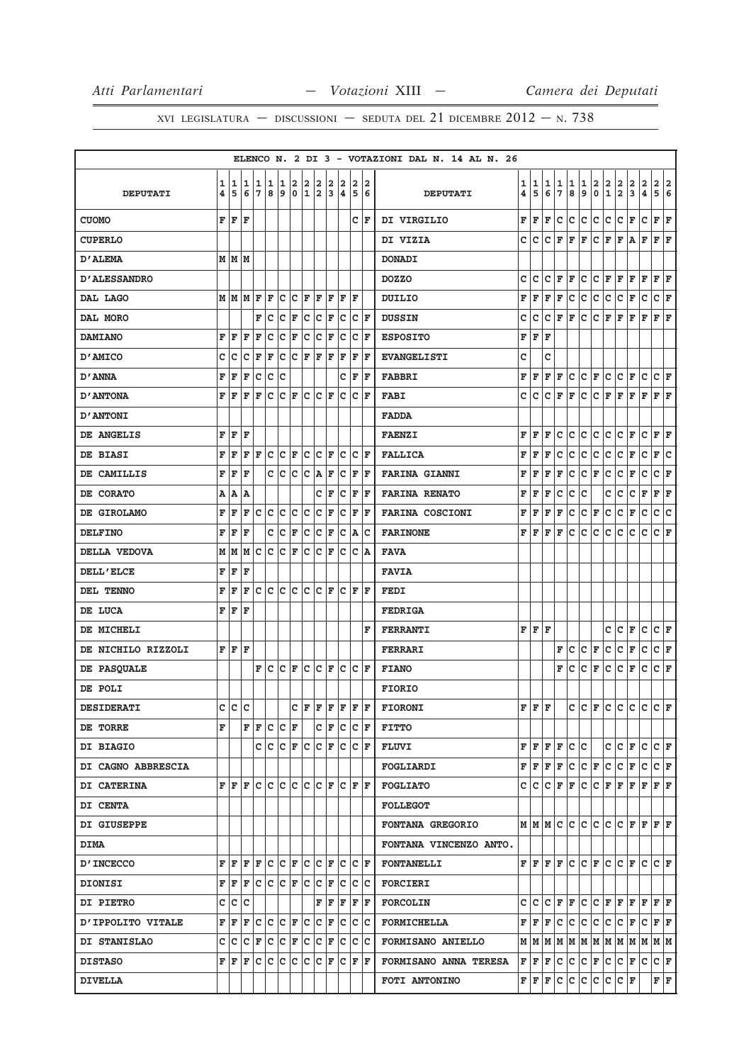XVI LEGISLATURA — DISCUSSIONI — SEDUTA DEL 21 DICEMBRE 2012 — N. 738

ELENCO N. 2 DI 3 - VOTAZIONI DAL N. 14 AL N. 26

| DEPUTATI | 14 | 15 | 16 | 17 | 18 | 19 | 20 | 21 | 22 | 23 | 24 | 25 | 26 | DEPUTATI | 14 | 15 | 16 | 17 | 18 | 19 | 20 | 21 | 22 | 23 | 24 | 25 | 26 |
|---|---|---|---|---|---|---|---|---|---|---|---|---|---|---|---|---|---|---|---|---|---|---|---|---|---|---|---|
| CUOMO | F | F | F | | | | | | | | | C | F | DI VIRGILIO | F | F | F | C | C | C | C | C | C | F | C | F | F |
| CUPERLO | | | | | | | | | | | | | | DI VIZIA | C | C | C | F | F | F | C | F | F | A | F | F | F |
| D'ALEMA | M | M | M | | | | | | | | | | | DONADI | | | | | | | | | | | | | |
| D'ALESSANDRO | | | | | | | | | | | | | | DOZZO | C | C | C | F | F | C | C | F | F | F | F | F | F |
| DAL LAGO | M | M | M | F | F | C | C | F | F | F | F | F | | DUILIO | F | F | F | F | C | C | C | C | C | F | C | C | F |
| DAL MORO | | | | F | C | C | F | C | C | F | C | C | F | DUSSIN | C | C | C | F | F | C | C | F | F | F | F | F | F |
| DAMIANO | F | F | F | F | C | C | F | C | C | F | C | C | F | ESPOSITO | F | F | F | | | | | | | | | | |
| D'AMICO | C | C | C | F | F | C | C | F | F | F | F | F | F | EVANGELISTI | C | | C | | | | | | | | | | |
| D'ANNA | F | F | F | C | C | C | | | | | C | F | F | FABBRI | F | F | F | F | C | C | F | C | C | F | C | C | F |
| D'ANTONA | F | F | F | F | C | C | F | C | C | F | C | C | F | FABI | C | C | C | F | F | C | C | F | F | F | F | F | F |
| D'ANTONI | | | | | | | | | | | | | | FADDA | | | | | | | | | | | | | |
| DE ANGELIS | F | F | F | | | | | | | | | | | FAENZI | F | F | F | C | C | C | C | C | C | F | C | F | F |
| DE BIASI | F | F | F | F | C | C | F | C | C | F | C | C | F | FALLICA | F | F | F | C | C | C | C | C | C | F | C | F | C |
| DE CAMILLIS | F | F | F | | C | C | C | C | A | F | C | F | F | FARINA GIANNI | F | F | F | F | C | C | F | C | C | F | C | C | F |
| DE CORATO | A | A | A | | | | | | C | F | C | F | F | FARINA RENATO | F | F | F | C | C | C | | C | C | C | F | F | F |
| DE GIROLAMO | F | F | F | C | C | C | C | C | C | F | C | F | F | FARINA COSCIONI | F | F | F | F | C | C | F | C | C | F | C | C | C |
| DELFINO | F | F | F | | C | C | F | C | C | F | C | A | C | FARINONE | F | F | F | F | C | C | C | C | C | C | C | C | F |
| DELLA VEDOVA | M | M | M | C | C | C | F | C | C | F | C | C | A | FAVA | | | | | | | | | | | | | |
| DELL'ELCE | F | F | F | | | | | | | | | | | FAVIA | | | | | | | | | | | | | |
| DEL TENNO | F | F | F | C | C | C | C | C | C | F | C | F | F | FEDI | | | | | | | | | | | | | |
| DE LUCA | F | F | F | | | | | | | | | | | FEDRIGA | | | | | | | | | | | | | |
| DE MICHELI | | | | | | | | | | | | | F | FERRANTI | F | F | F | | | | | C | C | F | C | C | F |
| DE NICHILO RIZZOLI | F | F | F | | | | | | | | | | | FERRARI | | | | F | C | C | F | C | C | F | C | C | F |
| DE PASQUALE | | | | F | C | C | F | C | C | F | C | C | F | FIANO | | | | F | C | C | F | C | C | F | C | C | F |
| DE POLI | | | | | | | | | | | | | | FIORIO | | | | | | | | | | | | | |
| DESIDERATI | C | C | C | | | | C | F | F | F | F | F | F | FIORONI | F | F | F | | C | C | F | C | C | C | C | C | F |
| DE TORRE | F | | F | F | C | C | F | | C | F | C | C | F | FITTO | | | | | | | | | | | | | |
| DI BIAGIO | | | | C | C | C | F | C | C | F | C | C | F | FLUVI | F | F | F | F | C | C | | C | C | F | C | C | F |
| DI CAGNO ABBRESCIA | | | | | | | | | | | | | | FOGLIARDI | F | F | F | F | C | C | F | C | C | F | C | C | F |
| DI CATERINA | F | F | F | C | C | C | C | C | C | F | C | F | F | FOGLIATO | C | C | C | F | F | C | C | F | F | F | F | F | F |
| DI CENTA | | | | | | | | | | | | | | FOLLEGOT | | | | | | | | | | | | | |
| DI GIUSEPPE | | | | | | | | | | | | | | FONTANA GREGORIO | M | M | M | C | C | C | C | C | C | F | F | F | F |
| DIMA | | | | | | | | | | | | | | FONTANA VINCENZO ANTO. | | | | | | | | | | | | | |
| D'INCECCO | F | F | F | F | C | C | F | C | C | F | C | C | F | FONTANELLI | F | F | F | F | C | C | F | C | C | F | C | C | F |
| DIONISI | F | F | F | C | C | C | F | C | C | F | C | C | C | FORCIERI | | | | | | | | | | | | | |
| DI PIETRO | C | C | C | | | | | | F | F | F | F | F | FORCOLIN | C | C | C | F | F | C | C | F | F | F | F | F | F |
| D'IPPOLITO VITALE | F | F | F | C | C | C | F | C | C | F | C | C | C | FORMICHELLA | F | F | F | C | C | C | C | C | C | F | C | F | F |
| DI STANISLAO | C | C | C | F | C | C | F | C | C | F | C | C | C | FORMISANO ANIELLO | M | M | M | M | M | M | M | M | M | M | M | M | M |
| DISTASO | F | F | F | C | C | C | C | C | C | F | C | F | F | FORMISANO ANNA TERESA | F | F | F | C | C | C | F | C | C | F | C | C | F |
| DIVELLA | | | | | | | | | | | | | | FOTI ANTONINO | F | F | F | C | C | C | C | C | C | F | | F | F |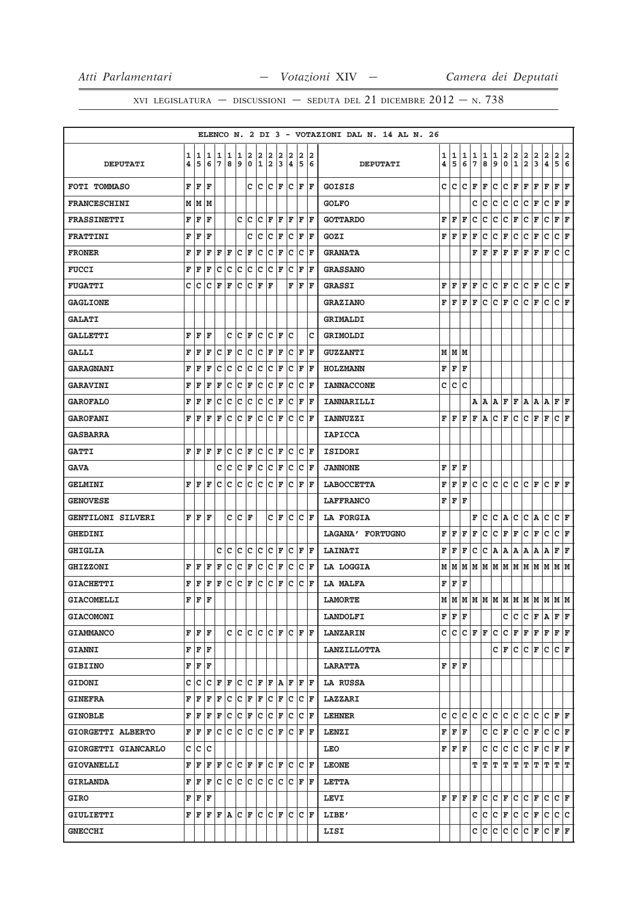XVI LEGISLATURA — DISCUSSIONI — SEDUTA DEL 21 DICEMBRE 2012 — N. 738

ELENCO N. 2 DI 3 - VOTAZIONI DAL N. 14 AL N. 26

| DEPUTATI | 14 | 15 | 16 | 17 | 18 | 19 | 20 | 21 | 22 | 23 | 24 | 25 | 26 | DEPUTATI | 14 | 15 | 16 | 17 | 18 | 19 | 20 | 21 | 22 | 23 | 24 | 25 | 26 |
|---|---|---|---|---|---|---|---|---|---|---|---|---|---|---|---|---|---|---|---|---|---|---|---|---|---|---|---|
| FOTI TOMMASO | F | F | F | | | | C | C | C | F | C | F | F | GOISIS | C | C | C | F | F | C | C | F | F | F | F | F | F |
| FRANCESCHINI | M | M | M | | | | | | | | | | | GOLFO | | | | C | C | C | C | C | C | F | C | F | F |
| FRASSINETTI | F | F | F | | | C | C | C | F | F | F | F | F | GOTTARDO | F | F | F | C | C | C | C | F | C | F | C | F | F |
| FRATTINI | F | F | F | | | | C | C | C | F | C | F | F | GOZI | F | F | F | F | C | C | F | C | C | F | C | C | F |
| FRONER | F | F | F | F | F | C | F | C | C | F | C | C | F | GRANATA | | | | F | F | F | F | F | F | F | F | C | C |
| FUCCI | F | F | F | C | C | C | C | C | C | F | C | F | F | GRASSANO | | | | | | | | | | | | | |
| FUGATTI | C | C | C | F | F | C | C | F | F | | F | F | F | GRASSI | F | F | F | F | C | C | F | C | C | F | C | C | F |
| GAGLIONE | | | | | | | | | | | | | | GRAZIANO | F | F | F | F | C | C | F | C | C | F | C | C | F |
| GALATI | | | | | | | | | | | | | | GRIMALDI | | | | | | | | | | | | | |
| GALLETTI | F | F | F | | C | C | F | C | C | F | C | | C | GRIMOLDI | | | | | | | | | | | | | |
| GALLI | F | F | F | C | F | C | C | C | F | F | C | F | F | GUZZANTI | M | M | M | | | | | | | | | | |
| GARAGNANI | F | F | F | C | C | C | C | C | C | F | C | F | F | HOLZMANN | F | F | F | | | | | | | | | | |
| GARAVINI | F | F | F | F | C | C | F | C | C | F | C | C | F | IANNACCONE | C | C | C | | | | | | | | | | |
| GAROFALO | F | F | F | C | C | C | C | C | C | F | C | F | F | IANNARILLI | | | | A | A | A | F | F | A | A | A | F | F |
| GAROFANI | F | F | F | F | C | C | F | C | C | F | C | C | F | IANNUZZI | F | F | F | F | A | C | F | C | C | F | F | C | F |
| GASBARRA | | | | | | | | | | | | | | IAPICCA | | | | | | | | | | | | | |
| GATTI | F | F | F | F | C | C | F | C | C | F | C | C | F | ISIDORI | | | | | | | | | | | | | |
| GAVA | | | | C | C | C | F | C | C | F | C | C | F | JANNONE | F | F | F | | | | | | | | | | |
| GELMINI | F | F | F | C | C | C | C | C | C | F | C | F | F | LABOCCETTA | F | F | F | C | C | C | C | C | C | F | C | F | F |
| GENOVESE | | | | | | | | | | | | | | LAFFRANCO | F | F | F | | | | | | | | | | |
| GENTILONI SILVERI | F | F | F | | C | C | F | | C | F | C | C | F | LA FORGIA | | | | F | C | C | A | C | C | A | C | C | F |
| GHEDINI | | | | | | | | | | | | | | LAGANA' FORTUGNO | F | F | F | F | C | C | F | F | C | F | C | C | F |
| GHIGLIA | | | | C | C | C | C | C | C | F | C | F | F | LAINATI | F | F | F | C | C | A | A | A | A | A | A | F | F |
| GHIZZONI | F | F | F | F | C | C | F | C | C | F | C | C | F | LA LOGGIA | M | M | M | M | M | M | M | M | M | M | M | M | M |
| GIACHETTI | F | F | F | F | C | C | F | C | C | F | C | C | F | LA MALFA | F | F | F | | | | | | | | | | |
| GIACOMELLI | F | F | F | | | | | | | | | | | LAMORTE | M | M | M | M | M | M | M | M | M | M | M | M | M |
| GIACOMONI | | | | | | | | | | | | | | LANDOLFI | F | F | F | | | | C | C | C | F | A | F | F |
| GIAMMANCO | F | F | F | | C | C | C | C | C | F | C | F | F | LANZARIN | C | C | C | F | F | C | C | F | F | F | F | F | F |
| GIANNI | F | F | F | | | | | | | | | | | LANZILLOTTA | | | | | | C | F | C | C | F | C | C | F |
| GIBIINO | F | F | F | | | | | | | | | | | LARATTA | F | F | F | | | | | | | | | | |
| GIDONI | C | C | C | F | F | C | C | F | F | A | F | F | F | LA RUSSA | | | | | | | | | | | | | |
| GINEFRA | F | F | F | F | C | C | F | F | C | F | C | C | F | LAZZARI | | | | | | | | | | | | | |
| GINOBLE | F | F | F | F | C | C | F | C | C | F | C | C | F | LEHNER | C | C | C | C | C | C | C | C | C | C | C | F | F |
| GIORGETTI ALBERTO | F | F | F | C | C | C | C | C | C | F | C | F | F | LENZI | F | F | F | | C | C | F | C | C | F | C | C | F |
| GIORGETTI GIANCARLO | C | C | C | | | | | | | | | | | LEO | F | F | F | | C | C | C | C | C | F | C | F | F |
| GIOVANELLI | F | F | F | F | C | C | F | F | C | F | C | C | F | LEONE | | | | T | T | T | T | T | T | T | T | T | T |
| GIRLANDA | F | F | F | C | C | C | C | C | C | C | C | F | F | LETTA | | | | | | | | | | | | | |
| GIRO | F | F | F | | | | | | | | | | | LEVI | F | F | F | F | C | C | F | C | C | F | C | C | F |
| GIULIETTI | F | F | F | F | A | C | F | C | C | F | C | C | F | LIBE' | | | | C | C | C | F | C | C | F | C | C | C |
| GNECCHI | | | | | | | | | | | | | | LISI | | | | C | C | C | C | C | C | F | C | F | F |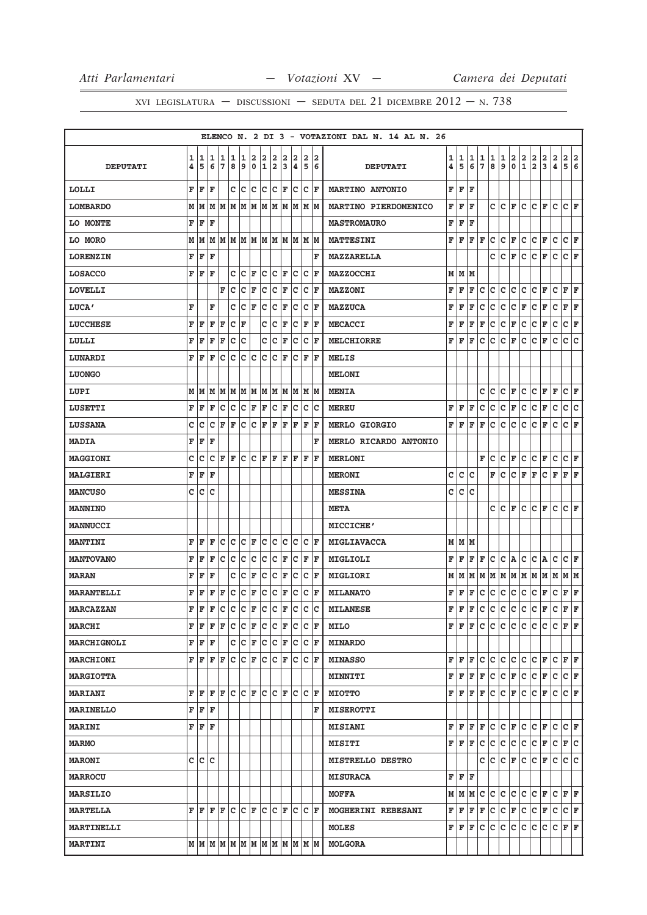XVI LEGISLATURA — DISCUSSIONI — SEDUTA DEL 21 DICEMBRE 2012 — N. 738

ELENCO N. 2 DI 3 - VOTAZIONI DAL N. 14 AL N. 26

| DEPUTATI | 14 | 15 | 16 | 17 | 18 | 19 | 20 | 21 | 22 | 23 | 24 | 25 | 26 | DEPUTATI | 14 | 15 | 16 | 17 | 18 | 19 | 20 | 21 | 22 | 23 | 24 | 25 | 26 |
|---|---|---|---|---|---|---|---|---|---|---|---|---|---|---|---|---|---|---|---|---|---|---|---|---|---|---|---|
| LOLLI | F | F | F | | C | C | C | C | C | F | C | C | F | MARTINO ANTONIO | F | F | F | | | | | | | | | | |
| LOMBARDO | M | M | M | M | M | M | M | M | M | M | M | M | M | MARTINO PIERDOMENICO | F | F | F | | C | C | F | C | C | F | C | C | F |
| LO MONTE | F | F | F | | | | | | | | | | | MASTROMAURO | F | F | F | | | | | | | | | | |
| LO MORO | M | M | M | M | M | M | M | M | M | M | M | M | M | MATTESINI | F | F | F | F | C | C | F | C | C | F | C | C | F |
| LORENZIN | F | F | F | | | | | | | | | | F | MAZZARELLA | | | | | C | C | F | C | C | F | C | C | F |
| LOSACCO | F | F | F | | C | C | F | C | C | F | C | C | F | MAZZOCCHI | M | M | M | | | | | | | | | | |
| LOVELLI | | | | F | C | C | F | C | C | F | C | C | F | MAZZONI | F | F | F | C | C | C | C | C | C | F | C | F | F |
| LUCA' | F | | F | | C | C | F | C | C | F | C | C | F | MAZZUCA | F | F | F | C | C | C | C | F | C | F | C | F | F |
| LUCCHESE | F | F | F | F | C | F | | C | C | F | C | F | F | MECACCI | F | F | F | F | C | C | F | C | C | F | C | C | F |
| LULLI | F | F | F | F | C | C | | C | C | F | C | C | F | MELCHIORRE | F | F | F | C | C | C | F | C | C | F | C | C | C |
| LUNARDI | F | F | F | C | C | C | C | C | C | F | C | F | F | MELIS | | | | | | | | | | | | | |
| LUONGO | | | | | | | | | | | | | | MELONI | | | | | | | | | | | | | |
| LUPI | M | M | M | M | M | M | M | M | M | M | M | M | M | MENIA | | | | C | C | C | F | C | C | F | F | C | F |
| LUSETTI | F | F | F | C | C | C | F | F | C | F | C | C | C | MEREU | F | F | F | C | C | C | F | C | C | F | C | C | C |
| LUSSANA | C | C | C | F | F | C | C | F | F | F | F | F | F | MERLO GIORGIO | F | F | F | F | C | C | C | C | C | F | C | C | F |
| MADIA | F | F | F | | | | | | | | | | F | MERLO RICARDO ANTONIO | | | | | | | | | | | | | |
| MAGGIONI | C | C | C | F | F | C | C | F | F | F | F | F | F | MERLONI | | | | F | C | C | F | C | C | F | C | C | F |
| MALGIERI | F | F | F | | | | | | | | | | | MERONI | C | C | C | | F | C | C | F | F | C | F | F | F |
| MANCUSO | C | C | C | | | | | | | | | | | MESSINA | C | C | C | | | | | | | | | | |
| MANNINO | | | | | | | | | | | | | | META | | | | | C | C | F | C | C | F | C | C | F |
| MANNUCCI | | | | | | | | | | | | | | MICCICHE' | | | | | | | | | | | | | |
| MANTINI | F | F | F | C | C | C | F | C | C | C | C | C | F | MIGLIAVACCA | M | M | M | | | | | | | | | | |
| MANTOVANO | F | F | F | C | C | C | C | C | C | F | C | F | F | MIGLIOLI | F | F | F | F | C | C | A | C | C | A | C | C | F |
| MARAN | F | F | F | | C | C | F | C | C | F | C | C | F | MIGLIORI | M | M | M | M | M | M | M | M | M | M | M | M | M |
| MARANTELLI | F | F | F | F | C | C | F | C | C | F | C | C | F | MILANATO | F | F | F | C | C | C | C | C | C | F | C | F | F |
| MARCAZZAN | F | F | F | C | C | C | F | C | C | F | C | C | C | MILANESE | F | F | F | C | C | C | C | C | C | F | C | F | F |
| MARCHI | F | F | F | F | C | C | F | C | C | F | C | C | F | MILO | F | F | F | C | C | C | C | C | C | C | C | F | F |
| MARCHIGNOLI | F | F | F | | C | C | F | C | C | F | C | C | F | MINARDO | | | | | | | | | | | | | |
| MARCHIONI | F | F | F | F | C | C | F | C | C | F | C | C | F | MINASSO | F | F | F | C | C | C | C | C | C | F | C | F | F |
| MARGIOTTA | | | | | | | | | | | | | | MINNITI | F | F | F | F | C | C | F | C | C | F | C | C | F |
| MARIANI | F | F | F | F | C | C | F | C | C | F | C | C | F | MIOTTO | F | F | F | F | C | C | F | C | C | F | C | C | F |
| MARINELLO | F | F | F | | | | | | | | | | F | MISEROTTI | | | | | | | | | | | | | |
| MARINI | F | F | F | | | | | | | | | | | MISIANI | F | F | F | F | C | C | F | C | C | F | C | C | F |
| MARMO | | | | | | | | | | | | | | MISITI | F | F | F | C | C | C | C | C | C | F | C | F | C |
| MARONI | C | C | C | | | | | | | | | | | MISTRELLO DESTRO | | | | C | C | C | F | C | C | F | C | C | C |
| MARROCU | | | | | | | | | | | | | | MISURACA | F | F | F | | | | | | | | | | |
| MARSILIO | | | | | | | | | | | | | | MOFFA | M | M | M | C | C | C | C | C | C | F | C | F | F |
| MARTELLA | F | F | F | F | C | C | F | C | C | F | C | C | F | MOGHERINI REBESANI | F | F | F | F | C | C | F | C | C | F | C | C | F |
| MARTINELLI | | | | | | | | | | | | | | MOLES | F | F | F | C | C | C | C | C | C | C | C | F | F |
| MARTINI | M | M | M | M | M | M | M | M | M | M | M | M | M | MOLGORA | | | | | | | | | | | | | |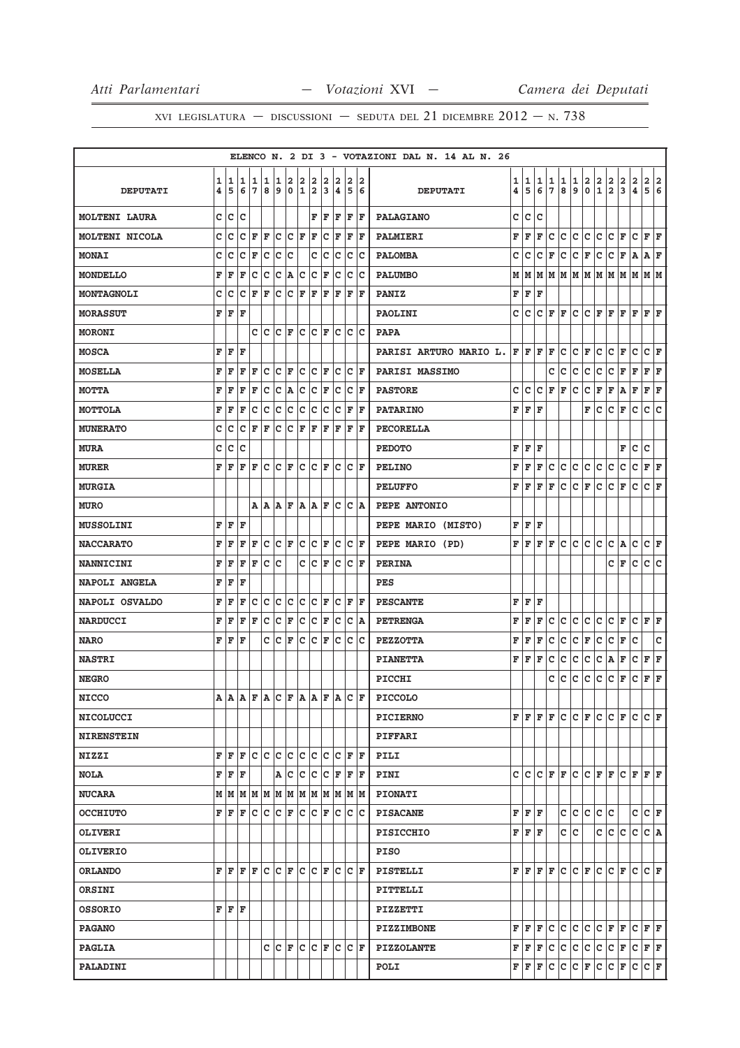XVI LEGISLATURA — DISCUSSIONI — SEDUTA DEL 21 DICEMBRE 2012 — N. 738

ELENCO N. 2 DI 3 - VOTAZIONI DAL N. 14 AL N. 26

| DEPUTATI | 14 | 15 | 16 | 17 | 18 | 19 | 20 | 21 | 22 | 23 | 24 | 25 | 26 | DEPUTATI | 14 | 15 | 16 | 17 | 18 | 19 | 20 | 21 | 22 | 23 | 24 | 25 | 26 |
|---|---|---|---|---|---|---|---|---|---|---|---|---|---|---|---|---|---|---|---|---|---|---|---|---|---|---|---|
| MOLTENI LAURA | C | C | C | | | | | | F | F | F | F | F | PALAGIANO | C | C | C | | | | | | | | | | |
| MOLTENI NICOLA | C | C | C | F | F | C | C | F | F | C | F | F | F | PALMIERI | F | F | F | C | C | C | C | C | C | F | C | F | F |
| MONAI | C | C | C | F | C | C | C | | C | C | C | C | C | PALOMBA | C | C | C | F | C | C | F | C | C | F | A | A | F |
| MONDELLO | F | F | F | C | C | C | A | C | C | F | C | C | C | PALUMBO | M | M | M | M | M | M | M | M | M | M | M | M | M |
| MONTAGNOLI | C | C | C | F | F | C | C | F | F | F | F | F | F | PANIZ | F | F | F | | | | | | | | | | |
| MORASSUT | F | F | F | | | | | | | | | | | PAOLINI | C | C | C | F | F | C | C | F | F | F | F | F | F |
| MORONI | | | | C | C | C | F | C | C | F | C | C | C | PAPA | | | | | | | | | | | | | |
| MOSCA | F | F | F | | | | | | | | | | | PARISI ARTURO MARIO L. | F | F | F | F | C | C | F | C | C | F | C | C | F |
| MOSELLA | F | F | F | F | C | C | F | C | C | F | C | C | F | PARISI MASSIMO | | | | C | C | C | C | C | C | F | F | F | F |
| MOTTA | F | F | F | F | C | C | A | C | C | F | C | C | F | PASTORE | C | C | C | F | F | C | C | F | F | A | F | F | F |
| MOTTOLA | F | F | F | C | C | C | C | C | C | C | C | F | F | PATARINO | F | F | F | | | | F | C | C | F | C | C | C |
| MUNERATO | C | C | C | F | F | C | C | F | F | F | F | F | F | PECORELLA | | | | | | | | | | | | | |
| MURA | C | C | C | | | | | | | | | | | PEDOTO | F | F | F | | | | | | | F | C | C | |
| MURER | F | F | F | F | C | C | F | C | C | F | C | C | F | PELINO | F | F | F | C | C | C | C | C | C | C | C | F | F |
| MURGIA | | | | | | | | | | | | | | PELUFFO | F | F | F | F | C | C | F | C | C | F | C | C | F |
| MURO | | | | A | A | A | F | A | A | F | C | C | A | PEPE ANTONIO | | | | | | | | | | | | | |
| MUSSOLINI | F | F | F | | | | | | | | | | | PEPE MARIO (MISTO) | F | F | F | | | | | | | | | | |
| NACCARATO | F | F | F | F | C | C | F | C | C | F | C | C | F | PEPE MARIO (PD) | F | F | F | F | C | C | C | C | C | A | C | C | F |
| NANNICINI | F | F | F | F | C | C | | C | C | F | C | C | F | PERINA | | | | | | | | | C | F | C | C | C |
| NAPOLI ANGELA | F | F | F | | | | | | | | | | | PES | | | | | | | | | | | | | |
| NAPOLI OSVALDO | F | F | F | C | C | C | C | C | C | F | C | F | F | PESCANTE | F | F | F | | | | | | | | | | |
| NARDUCCI | F | F | F | F | C | C | F | C | C | F | C | C | A | PETRENGA | F | F | F | C | C | C | C | C | C | F | C | F | F |
| NARO | F | F | F | | C | C | F | C | C | F | C | C | C | PEZZOTTA | F | F | F | C | C | C | F | C | C | F | C | | C |
| NASTRI | | | | | | | | | | | | | | PIANETTA | F | F | F | C | C | C | C | C | A | F | C | F | F |
| NEGRO | | | | | | | | | | | | | | PICCHI | | | | C | C | C | C | C | C | F | C | F | F |
| NICCO | A | A | A | F | A | C | F | A | A | F | A | C | F | PICCOLO | | | | | | | | | | | | | |
| NICOLUCCI | | | | | | | | | | | | | | PICIERNO | F | F | F | F | C | C | F | C | C | F | C | C | F |
| NIRENSTEIN | | | | | | | | | | | | | | PIFFARI | | | | | | | | | | | | | |
| NIZZI | F | F | F | C | C | C | C | C | C | C | C | F | F | PILI | | | | | | | | | | | | | |
| NOLA | F | F | F | | | A | C | C | C | C | F | F | F | PINI | C | C | C | F | F | C | C | F | F | C | F | F | F |
| NUCARA | M | M | M | M | M | M | M | M | M | M | M | M | M | PIONATI | | | | | | | | | | | | | |
| OCCHIUTO | F | F | F | C | C | C | F | C | C | F | C | C | C | PISACANE | F | F | F | | C | C | C | C | C | | C | C | F |
| OLIVERI | | | | | | | | | | | | | | PISICCHIO | F | F | F | | C | C | | C | C | C | C | C | A |
| OLIVERIO | | | | | | | | | | | | | | PISO | | | | | | | | | | | | | |
| ORLANDO | F | F | F | F | C | C | F | C | C | F | C | C | F | PISTELLI | F | F | F | F | C | C | F | C | C | F | C | C | F |
| ORSINI | | | | | | | | | | | | | | PITTELLI | | | | | | | | | | | | | |
| OSSORIO | F | F | F | | | | | | | | | | | PIZZETTI | | | | | | | | | | | | | |
| PAGANO | | | | | | | | | | | | | | PIZZIMBONE | F | F | F | C | C | C | C | C | F | F | C | F | F |
| PAGLIA | | | | | C | C | F | C | C | F | C | C | F | PIZZOLANTE | F | F | F | C | C | C | C | C | C | F | C | F | F |
| PALADINI | | | | | | | | | | | | | | POLI | F | F | F | C | C | C | F | C | C | F | C | C | F |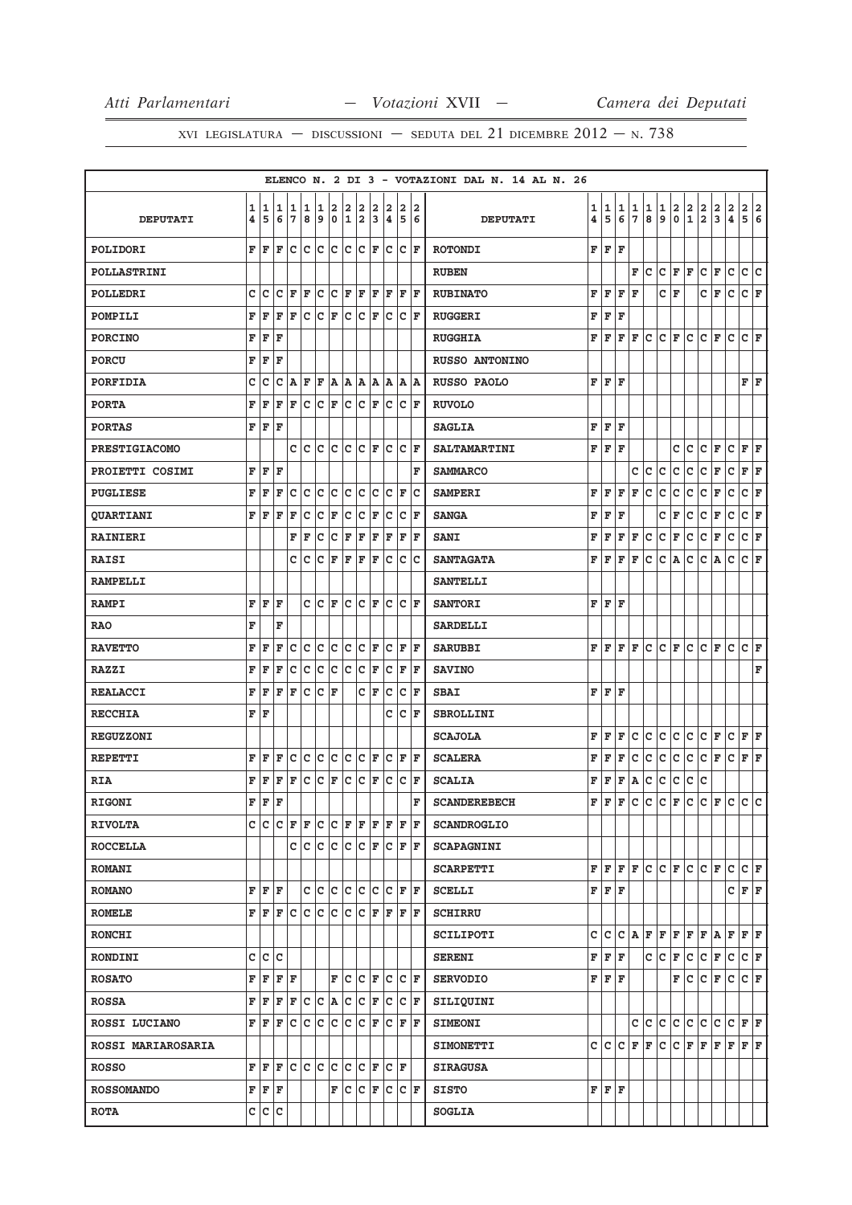ELENCO N. 2 DI 3 - VOTAZIONI DAL N. 14 AL N. 26

| DEPUTATI | 14 | 15 | 16 | 17 | 18 | 19 | 20 | 21 | 22 | 23 | 24 | 25 | 26 | DEPUTATI | 14 | 15 | 16 | 17 | 18 | 19 | 20 | 21 | 22 | 23 | 24 | 25 | 26 |
|---|---|---|---|---|---|---|---|---|---|---|---|---|---|---|---|---|---|---|---|---|---|---|---|---|---|---|---|
| POLIDORI | F | F | F | C | C | C | C | C | C | F | C | C | F | ROTONDI | F | F | F | | | | | | | | | | |
| POLLASTRINI | | | | | | | | | | | | | | RUBEN | | | | F | C | C | F | F | C | F | C | C | C |
| POLLEDRI | C | C | C | F | F | C | C | F | F | F | F | F | F | RUBINATO | F | F | F | F | | C | F | | C | F | C | C | F |
| POMPILI | F | F | F | F | C | C | F | C | C | F | C | C | F | RUGGERI | F | F | F | | | | | | | | | | |
| PORCINO | F | F | F | | | | | | | | | | | RUGGHIA | F | F | F | F | C | C | F | C | C | F | C | C | F |
| PORCU | F | F | F | | | | | | | | | | | RUSSO ANTONINO | | | | | | | | | | | | | |
| PORFIDIA | C | C | C | A | F | F | A | A | A | A | A | A | A | RUSSO PAOLO | F | F | F | | | | | | | | | F | F |
| PORTA | F | F | F | F | C | C | F | C | C | F | C | C | F | RUVOLO | | | | | | | | | | | | | |
| PORTAS | F | F | F | | | | | | | | | | | SAGLIA | F | F | F | | | | | | | | | | |
| PRESTIGIACOMO | | | | C | C | C | C | C | C | F | C | C | F | SALTAMARTINI | F | F | F | | | | C | C | C | F | C | F | F |
| PROIETTI COSIMI | F | F | F | | | | | | | | | | F | SAMMARCO | | | | C | C | C | C | C | C | F | C | F | F |
| PUGLIESE | F | F | F | C | C | C | C | C | C | C | C | F | C | SAMPERI | F | F | F | F | C | C | C | C | C | F | C | C | F |
| QUARTIANI | F | F | F | F | C | C | F | C | C | F | C | C | F | SANGA | F | F | F | | | C | F | C | C | F | C | C | F |
| RAINIERI | | | | F | F | C | C | F | F | F | F | F | F | SANI | F | F | F | F | C | C | F | C | C | F | C | C | F |
| RAISI | | | | C | C | C | F | F | F | F | C | C | C | SANTAGATA | F | F | F | F | C | C | A | C | C | A | C | C | F |
| RAMPELLI | | | | | | | | | | | | | | SANTELLI | | | | | | | | | | | | | |
| RAMPI | F | F | F | | C | C | F | C | C | F | C | C | F | SANTORI | F | F | F | | | | | | | | | | |
| RAO | F | | F | | | | | | | | | | | SARDELLI | | | | | | | | | | | | | |
| RAVETTO | F | F | F | C | C | C | C | C | C | F | C | F | F | SARUBBI | F | F | F | F | C | C | F | C | C | F | C | C | F |
| RAZZI | F | F | F | C | C | C | C | C | C | F | C | F | F | SAVINO | | | | | | | | | | | | | F |
| REALACCI | F | F | F | F | C | C | F | | C | F | C | C | F | SBAI | F | F | F | | | | | | | | | | |
| RECCHIA | F | F | | | | | | | | | C | C | F | SBROLLINI | | | | | | | | | | | | | |
| REGUZZONI | | | | | | | | | | | | | | SCAJOLA | F | F | F | C | C | C | C | C | C | F | C | F | F |
| REPETTI | F | F | F | C | C | C | C | C | C | F | C | F | F | SCALERA | F | F | F | C | C | C | C | C | C | F | C | F | F |
| RIA | F | F | F | F | C | C | F | C | C | F | C | C | F | SCALIA | F | F | F | A | C | C | C | C | C | | | | |
| RIGONI | F | F | F | | | | | | | | | | F | SCANDEREBECH | F | F | F | C | C | C | F | C | C | F | C | C | C |
| RIVOLTA | C | C | C | F | F | C | C | F | F | F | F | F | F | SCANDROGLIO | | | | | | | | | | | | | |
| ROCCELLA | | | | C | C | C | C | C | C | F | C | F | F | SCAPAGNINI | | | | | | | | | | | | | |
| ROMANI | | | | | | | | | | | | | | SCARPETTI | F | F | F | F | C | C | F | C | C | F | C | C | F |
| ROMANO | F | F | F | | C | C | C | C | C | C | C | F | F | SCELLI | F | F | F | | | | | | | | C | F | F |
| ROMELE | F | F | F | C | C | C | C | C | C | F | F | F | F | SCHIRRU | | | | | | | | | | | | | |
| RONCHI | | | | | | | | | | | | | | SCILIPOTI | C | C | C | A | F | F | F | F | F | A | F | F | F |
| RONDINI | C | C | C | | | | | | | | | | | SERENI | F | F | F | | C | C | F | C | C | F | C | C | F |
| ROSATO | F | F | F | F | | | F | C | C | F | C | C | F | SERVODIO | F | F | F | | | | F | C | C | F | C | C | F |
| ROSSA | F | F | F | F | C | C | A | C | C | F | C | C | F | SILIQUINI | | | | | | | | | | | | | |
| ROSSI LUCIANO | F | F | F | C | C | C | C | C | C | F | C | F | F | SIMEONI | | | | C | C | C | C | C | C | C | C | F | F |
| ROSSI MARIAROSARIA | | | | | | | | | | | | | | SIMONETTI | C | C | C | F | F | C | C | F | F | F | F | F | F |
| ROSSO | F | F | F | C | C | C | C | C | C | F | C | F | | SIRAGUSA | | | | | | | | | | | | | |
| ROSSOMANDO | F | F | F | | | | F | C | C | F | C | C | F | SISTO | F | F | F | | | | | | | | | | |
| ROTA | C | C | C | | | | | | | | | | | SOGLIA | | | | | | | | | | | | | |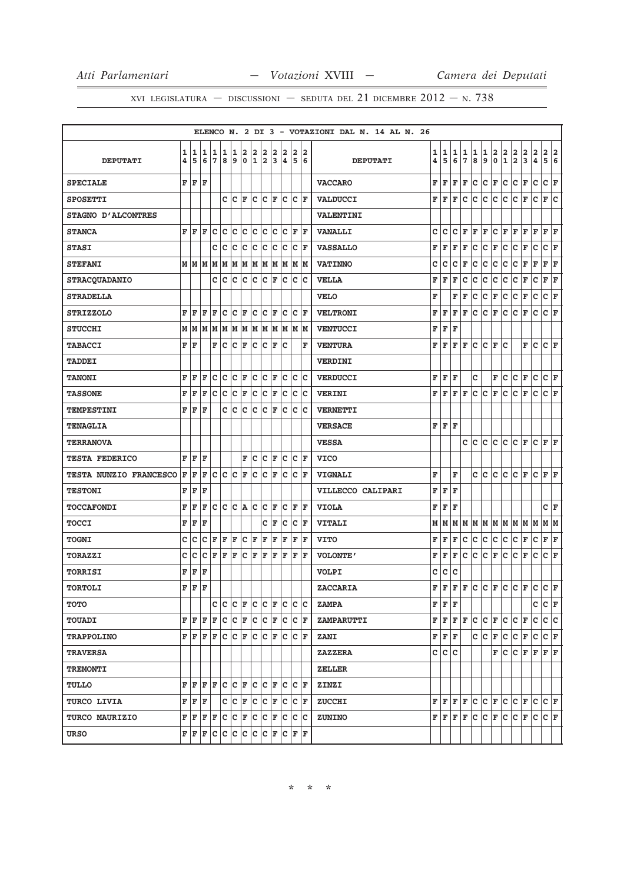XVI LEGISLATURA — DISCUSSIONI — SEDUTA DEL 21 DICEMBRE 2012 — N. 738

ELENCO N. 2 DI 3 - VOTAZIONI DAL N. 14 AL N. 26

| DEPUTATI | 14 | 15 | 16 | 17 | 18 | 19 | 20 | 21 | 22 | 23 | 24 | 25 | 26 | DEPUTATI | 14 | 15 | 16 | 17 | 18 | 19 | 20 | 21 | 22 | 23 | 24 | 25 | 26 |
|---|---|---|---|---|---|---|---|---|---|---|---|---|---|---|---|---|---|---|---|---|---|---|---|---|---|---|---|
| SPECIALE | F | F | F | | | | | | | | | | | VACCARO | F | F | F | F | C | C | F | C | C | F | C | C | F |
| SPOSETTI | | | | | C | C | F | C | C | F | C | C | F | VALDUCCI | F | F | F | C | C | C | C | C | C | F | C | F | C |
| STAGNO D'ALCONTRES | | | | | | | | | | | | | | VALENTINI | | | | | | | | | | | | | |
| STANCA | F | F | F | C | C | C | C | C | C | C | C | F | F | VANALLI | C | C | C | F | F | F | C | F | F | F | F | F | F |
| STASI | | | | C | C | C | C | C | C | C | C | C | F | VASSALLO | F | F | F | F | C | C | F | C | C | F | C | C | F |
| STEFANI | M | M | M | M | M | M | M | M | M | M | M | M | M | VATINNO | C | C | C | F | C | C | C | C | C | F | F | F | F |
| STRACQUADANIO | | | | C | C | C | C | C | C | F | C | C | C | VELLA | F | F | F | C | C | C | C | C | C | F | C | F | F |
| STRADELLA | | | | | | | | | | | | | | VELO | F | | F | F | C | C | F | C | C | F | C | C | F |
| STRIZZOLO | F | F | F | F | C | C | F | C | C | F | C | C | F | VELTRONI | F | F | F | F | C | C | F | C | C | F | C | C | F |
| STUCCHI | M | M | M | M | M | M | M | M | M | M | M | M | M | VENTUCCI | F | F | F | | | | | | | | | | |
| TABACCI | F | F | | F | C | C | F | C | C | F | C | | F | VENTURA | F | F | F | F | C | C | F | C | | F | C | C | F |
| TADDEI | | | | | | | | | | | | | | VERDINI | | | | | | | | | | | | | |
| TANONI | F | F | F | C | C | C | F | C | C | F | C | C | C | VERDUCCI | F | F | F | | C | | F | C | C | F | C | C | F |
| TASSONE | F | F | F | C | C | C | F | C | C | F | C | C | C | VERINI | F | F | F | F | C | C | F | C | C | F | C | C | F |
| TEMPESTINI | F | F | F | | C | C | C | C | C | F | C | C | C | VERNETTI | | | | | | | | | | | | | |
| TENAGLIA | | | | | | | | | | | | | | VERSACE | F | F | F | | | | | | | | | | |
| TERRANOVA | | | | | | | | | | | | | | VESSA | | | | C | C | C | C | C | C | F | C | F | F |
| TESTA FEDERICO | F | F | F | | | | F | C | C | F | C | C | F | VICO | | | | | | | | | | | | | |
| TESTA NUNZIO FRANCESCO | F | F | F | C | C | C | F | C | C | F | C | C | F | VIGNALI | F | | F | | C | C | C | C | C | F | C | F | F |
| TESTONI | F | F | F | | | | | | | | | | | VILLECCO CALIPARI | F | F | F | | | | | | | | | | |
| TOCCAFONDI | F | F | F | C | C | C | A | C | C | F | C | F | F | VIOLA | F | F | F | | | | | | | | | C | F |
| TOCCI | F | F | F | | | | | | C | F | C | C | F | VITALI | M | M | M | M | M | M | M | M | M | M | M | M | M |
| TOGNI | C | C | C | F | F | F | C | F | F | F | F | F | F | VITO | F | F | F | C | C | C | C | C | C | F | C | F | F |
| TORAZZI | C | C | C | F | F | F | C | F | F | F | F | F | F | VOLONTE' | F | F | F | C | C | C | F | C | C | F | C | C | F |
| TORRISI | F | F | F | | | | | | | | | | | VOLPI | C | C | C | | | | | | | | | | |
| TORTOLI | F | F | F | | | | | | | | | | | ZACCARIA | F | F | F | F | C | C | F | C | C | F | C | C | F |
| TOTO | | | | C | C | C | F | C | C | F | C | C | C | ZAMPA | F | F | F | | | | | | | | C | C | F |
| TOUADI | F | F | F | F | C | C | F | C | C | F | C | C | F | ZAMPARUTTI | F | F | F | F | C | C | F | C | C | F | C | C | C |
| TRAPPOLINO | F | F | F | F | C | C | F | C | C | F | C | C | F | ZANI | F | F | F | | C | C | F | C | C | F | C | C | F |
| TRAVERSA | | | | | | | | | | | | | | ZAZZERA | C | C | C | | | | F | C | C | F | F | F | F |
| TREMONTI | | | | | | | | | | | | | | ZELLER | | | | | | | | | | | | | |
| TULLO | F | F | F | F | C | C | F | C | C | F | C | C | F | ZINZI | | | | | | | | | | | | | |
| TURCO LIVIA | F | F | F | | C | C | F | C | C | F | C | C | F | ZUCCHI | F | F | F | F | C | C | F | C | C | F | C | C | F |
| TURCO MAURIZIO | F | F | F | F | C | C | F | C | C | F | C | C | C | ZUNINO | F | F | F | F | C | C | F | C | C | F | C | C | F |
| URSO | F | F | F | C | C | C | C | C | C | F | C | F | F | | | | | | | | | | | | | | |

\* \* \*